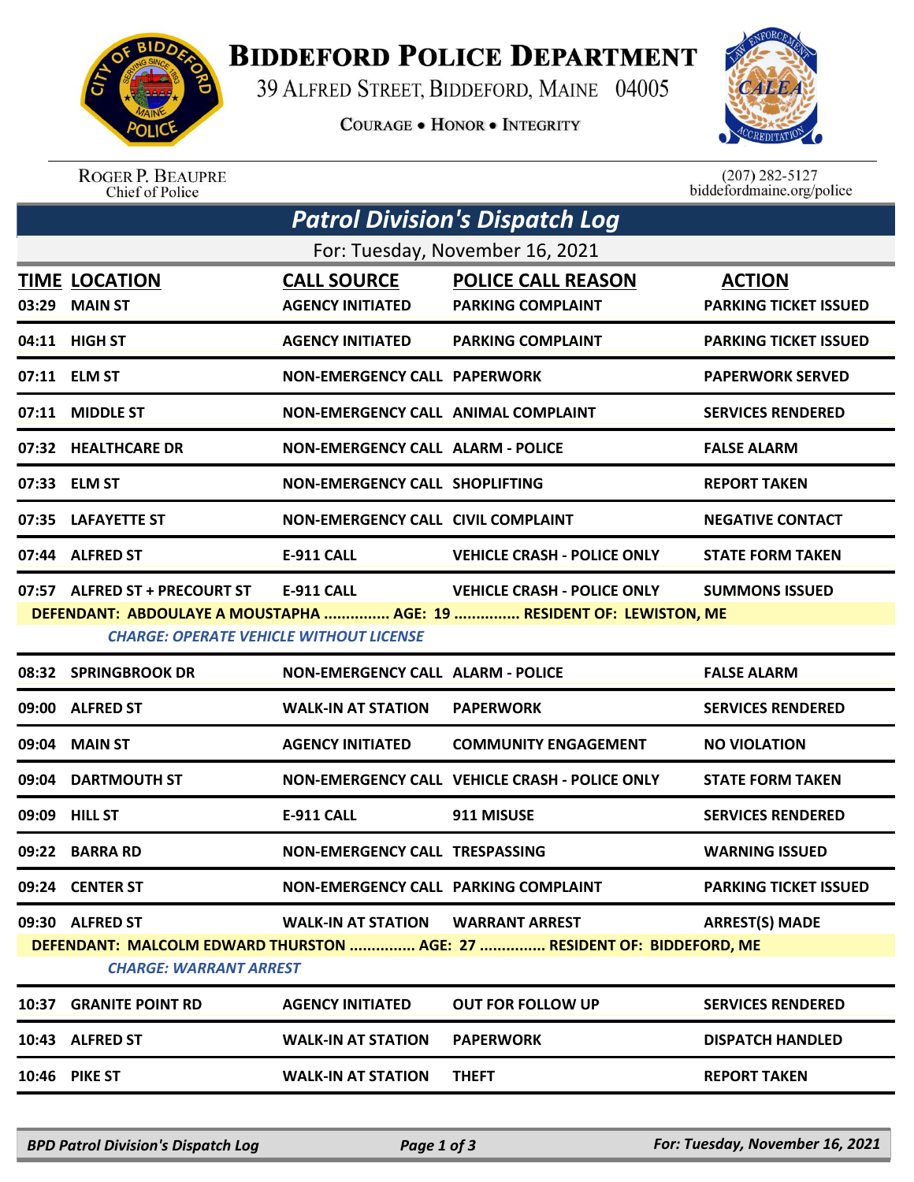# BIDDEFORD POLICE DEPARTMENT

39 ALFRED STREET, BIDDEFORD, MAINE 04005

COURAGE • HONOR • INTEGRITY

ROGER P. BEAUPRE
Chief of Police

(207) 282-5127
biddefordmaine.org/police

## *Patrol Division's Dispatch Log*

For: Tuesday, November 16, 2021

| TIME | LOCATION | CALL SOURCE | POLICE CALL REASON | ACTION |
|---|---|---|---|---|
| 03:29 | MAIN ST | AGENCY INITIATED | PARKING COMPLAINT | PARKING TICKET ISSUED |
| 04:11 | HIGH ST | AGENCY INITIATED | PARKING COMPLAINT | PARKING TICKET ISSUED |
| 07:11 | ELM ST | NON-EMERGENCY CALL | PAPERWORK | PAPERWORK SERVED |
| 07:11 | MIDDLE ST | NON-EMERGENCY CALL | ANIMAL COMPLAINT | SERVICES RENDERED |
| 07:32 | HEALTHCARE DR | NON-EMERGENCY CALL | ALARM - POLICE | FALSE ALARM |
| 07:33 | ELM ST | NON-EMERGENCY CALL | SHOPLIFTING | REPORT TAKEN |
| 07:35 | LAFAYETTE ST | NON-EMERGENCY CALL | CIVIL COMPLAINT | NEGATIVE CONTACT |
| 07:44 | ALFRED ST | E-911 CALL | VEHICLE CRASH - POLICE ONLY | STATE FORM TAKEN |
| 07:57 | ALFRED ST + PRECOURT ST | E-911 CALL | VEHICLE CRASH - POLICE ONLY | SUMMONS ISSUED |

DEFENDANT: ABDOULAYE A MOUSTAPHA ............... AGE: 19 ............... RESIDENT OF: LEWISTON, ME

*CHARGE: OPERATE VEHICLE WITHOUT LICENSE*

| TIME | LOCATION | CALL SOURCE | POLICE CALL REASON | ACTION |
|---|---|---|---|---|
| 08:32 | SPRINGBROOK DR | NON-EMERGENCY CALL | ALARM - POLICE | FALSE ALARM |
| 09:00 | ALFRED ST | WALK-IN AT STATION | PAPERWORK | SERVICES RENDERED |
| 09:04 | MAIN ST | AGENCY INITIATED | COMMUNITY ENGAGEMENT | NO VIOLATION |
| 09:04 | DARTMOUTH ST | NON-EMERGENCY CALL | VEHICLE CRASH - POLICE ONLY | STATE FORM TAKEN |
| 09:09 | HILL ST | E-911 CALL | 911 MISUSE | SERVICES RENDERED |
| 09:22 | BARRA RD | NON-EMERGENCY CALL | TRESPASSING | WARNING ISSUED |
| 09:24 | CENTER ST | NON-EMERGENCY CALL | PARKING COMPLAINT | PARKING TICKET ISSUED |
| 09:30 | ALFRED ST | WALK-IN AT STATION | WARRANT ARREST | ARREST(S) MADE |

DEFENDANT: MALCOLM EDWARD THURSTON ............... AGE: 27 ............... RESIDENT OF: BIDDEFORD, ME

*CHARGE: WARRANT ARREST*

| TIME | LOCATION | CALL SOURCE | POLICE CALL REASON | ACTION |
|---|---|---|---|---|
| 10:37 | GRANITE POINT RD | AGENCY INITIATED | OUT FOR FOLLOW UP | SERVICES RENDERED |
| 10:43 | ALFRED ST | WALK-IN AT STATION | PAPERWORK | DISPATCH HANDLED |
| 10:46 | PIKE ST | WALK-IN AT STATION | THEFT | REPORT TAKEN |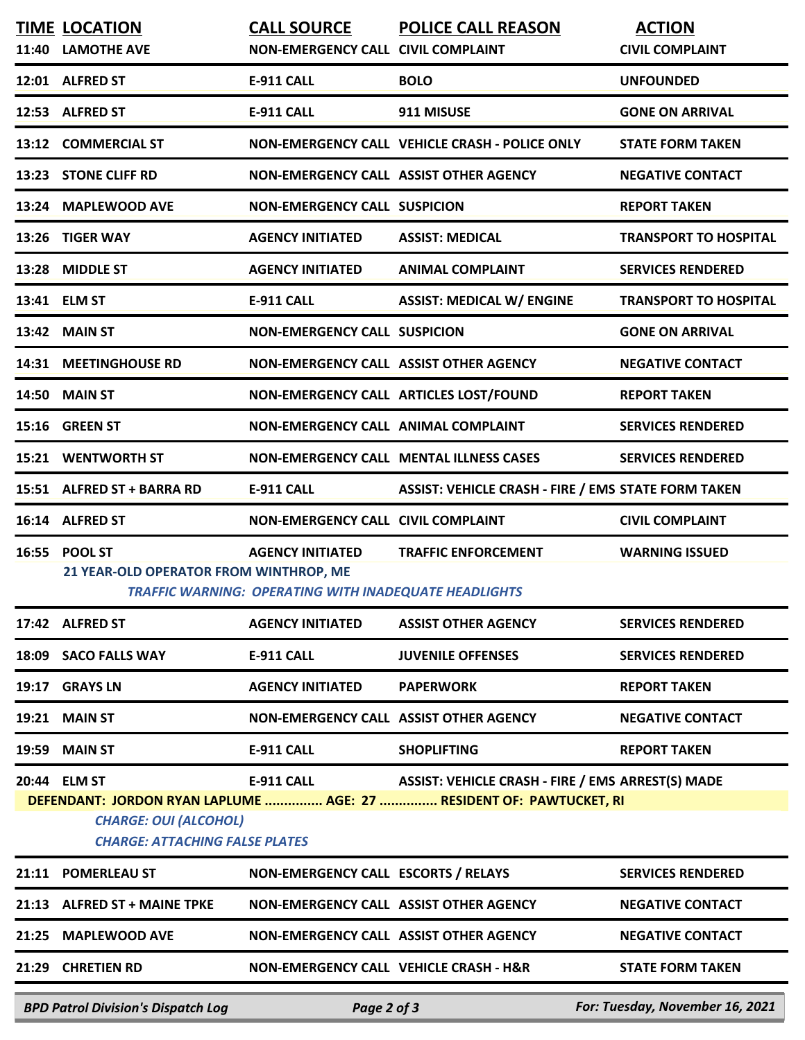| TIME | LOCATION | CALL SOURCE | POLICE CALL REASON | ACTION |
|---|---|---|---|---|
| 11:40 | LAMOTHE AVE | NON-EMERGENCY CALL | CIVIL COMPLAINT | CIVIL COMPLAINT |
| 12:01 | ALFRED ST | E-911 CALL | BOLO | UNFOUNDED |
| 12:53 | ALFRED ST | E-911 CALL | 911 MISUSE | GONE ON ARRIVAL |
| 13:12 | COMMERCIAL ST | NON-EMERGENCY CALL | VEHICLE CRASH - POLICE ONLY | STATE FORM TAKEN |
| 13:23 | STONE CLIFF RD | NON-EMERGENCY CALL | ASSIST OTHER AGENCY | NEGATIVE CONTACT |
| 13:24 | MAPLEWOOD AVE | NON-EMERGENCY CALL | SUSPICION | REPORT TAKEN |
| 13:26 | TIGER WAY | AGENCY INITIATED | ASSIST: MEDICAL | TRANSPORT TO HOSPITAL |
| 13:28 | MIDDLE ST | AGENCY INITIATED | ANIMAL COMPLAINT | SERVICES RENDERED |
| 13:41 | ELM ST | E-911 CALL | ASSIST: MEDICAL W/ ENGINE | TRANSPORT TO HOSPITAL |
| 13:42 | MAIN ST | NON-EMERGENCY CALL | SUSPICION | GONE ON ARRIVAL |
| 14:31 | MEETINGHOUSE RD | NON-EMERGENCY CALL | ASSIST OTHER AGENCY | NEGATIVE CONTACT |
| 14:50 | MAIN ST | NON-EMERGENCY CALL | ARTICLES LOST/FOUND | REPORT TAKEN |
| 15:16 | GREEN ST | NON-EMERGENCY CALL | ANIMAL COMPLAINT | SERVICES RENDERED |
| 15:21 | WENTWORTH ST | NON-EMERGENCY CALL | MENTAL ILLNESS CASES | SERVICES RENDERED |
| 15:51 | ALFRED ST + BARRA RD | E-911 CALL | ASSIST: VEHICLE CRASH - FIRE / EMS | STATE FORM TAKEN |
| 16:14 | ALFRED ST | NON-EMERGENCY CALL | CIVIL COMPLAINT | CIVIL COMPLAINT |
| 16:55 | POOL ST | AGENCY INITIATED | TRAFFIC ENFORCEMENT | WARNING ISSUED |

**21 YEAR-OLD OPERATOR FROM WINTHROP, ME**

*TRAFFIC WARNING: OPERATING WITH INADEQUATE HEADLIGHTS*

| TIME | LOCATION | CALL SOURCE | POLICE CALL REASON | ACTION |
|---|---|---|---|---|
| 17:42 | ALFRED ST | AGENCY INITIATED | ASSIST OTHER AGENCY | SERVICES RENDERED |
| 18:09 | SACO FALLS WAY | E-911 CALL | JUVENILE OFFENSES | SERVICES RENDERED |
| 19:17 | GRAYS LN | AGENCY INITIATED | PAPERWORK | REPORT TAKEN |
| 19:21 | MAIN ST | NON-EMERGENCY CALL | ASSIST OTHER AGENCY | NEGATIVE CONTACT |
| 19:59 | MAIN ST | E-911 CALL | SHOPLIFTING | REPORT TAKEN |
| 20:44 | ELM ST | E-911 CALL | ASSIST: VEHICLE CRASH - FIRE / EMS | ARREST(S) MADE |

**DEFENDANT: JORDON RYAN LAPLUME ............... AGE: 27 ............... RESIDENT OF: PAWTUCKET, RI**

*CHARGE: OUI (ALCOHOL)*

*CHARGE: ATTACHING FALSE PLATES*

| TIME | LOCATION | CALL SOURCE | POLICE CALL REASON | ACTION |
|---|---|---|---|---|
| 21:11 | POMERLEAU ST | NON-EMERGENCY CALL | ESCORTS / RELAYS | SERVICES RENDERED |
| 21:13 | ALFRED ST + MAINE TPKE | NON-EMERGENCY CALL | ASSIST OTHER AGENCY | NEGATIVE CONTACT |
| 21:25 | MAPLEWOOD AVE | NON-EMERGENCY CALL | ASSIST OTHER AGENCY | NEGATIVE CONTACT |
| 21:29 | CHRETIEN RD | NON-EMERGENCY CALL | VEHICLE CRASH - H&R | STATE FORM TAKEN |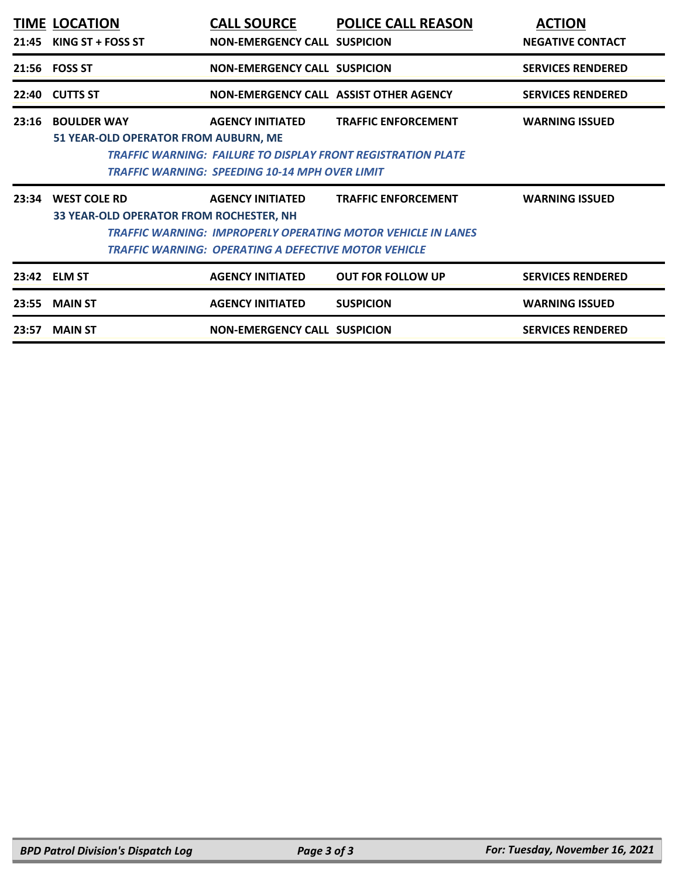| TIME | LOCATION | CALL SOURCE | POLICE CALL REASON | ACTION |
|---|---|---|---|---|
| 21:45 | KING ST + FOSS ST | NON-EMERGENCY CALL | SUSPICION | NEGATIVE CONTACT |
| 21:56 | FOSS ST | NON-EMERGENCY CALL | SUSPICION | SERVICES RENDERED |
| 22:40 | CUTTS ST | NON-EMERGENCY CALL | ASSIST OTHER AGENCY | SERVICES RENDERED |
| 23:16 | BOULDER WAY | AGENCY INITIATED | TRAFFIC ENFORCEMENT | WARNING ISSUED |
| | 51 YEAR-OLD OPERATOR FROM AUBURN, ME<br>*TRAFFIC WARNING: FAILURE TO DISPLAY FRONT REGISTRATION PLATE*<br>*TRAFFIC WARNING: SPEEDING 10-14 MPH OVER LIMIT* | | | |
| 23:34 | WEST COLE RD | AGENCY INITIATED | TRAFFIC ENFORCEMENT | WARNING ISSUED |
| | 33 YEAR-OLD OPERATOR FROM ROCHESTER, NH<br>*TRAFFIC WARNING: IMPROPERLY OPERATING MOTOR VEHICLE IN LANES*<br>*TRAFFIC WARNING: OPERATING A DEFECTIVE MOTOR VEHICLE* | | | |
| 23:42 | ELM ST | AGENCY INITIATED | OUT FOR FOLLOW UP | SERVICES RENDERED |
| 23:55 | MAIN ST | AGENCY INITIATED | SUSPICION | WARNING ISSUED |
| 23:57 | MAIN ST | NON-EMERGENCY CALL | SUSPICION | SERVICES RENDERED |